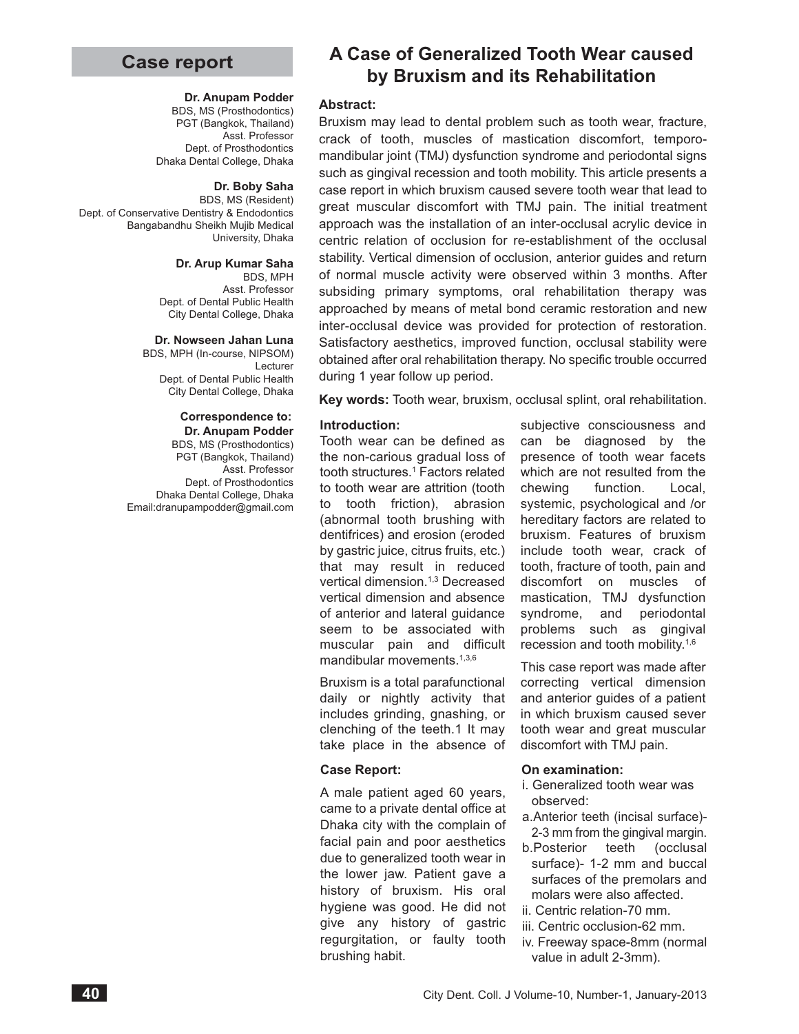## Case report

# A Case of Generalized Tooth Wear caused by Bruxism and its Rehabilitation

**Dr. Anupam Podder**
BDS, MS (Prosthodontics)
PGT (Bangkok, Thailand)
Asst. Professor
Dept. of Prosthodontics
Dhaka Dental College, Dhaka

**Dr. Boby Saha**
BDS, MS (Resident)
Dept. of Conservative Dentistry & Endodontics
Bangabandhu Sheikh Mujib Medical University, Dhaka

**Dr. Arup Kumar Saha**
BDS, MPH
Asst. Professor
Dept. of Dental Public Health
City Dental College, Dhaka

**Dr. Nowseen Jahan Luna**
BDS, MPH (In-course, NIPSOM)
Lecturer
Dept. of Dental Public Health
City Dental College, Dhaka

**Correspondence to:**
**Dr. Anupam Podder**
BDS, MS (Prosthodontics)
PGT (Bangkok, Thailand)
Asst. Professor
Dept. of Prosthodontics
Dhaka Dental College, Dhaka
Email:dranupampodder@gmail.com

**Abstract:**

Bruxism may lead to dental problem such as tooth wear, fracture, crack of tooth, muscles of mastication discomfort, temporomandibular joint (TMJ) dysfunction syndrome and periodontal signs such as gingival recession and tooth mobility. This article presents a case report in which bruxism caused severe tooth wear that lead to great muscular discomfort with TMJ pain. The initial treatment approach was the installation of an inter-occlusal acrylic device in centric relation of occlusion for re-establishment of the occlusal stability. Vertical dimension of occlusion, anterior guides and return of normal muscle activity were observed within 3 months. After subsiding primary symptoms, oral rehabilitation therapy was approached by means of metal bond ceramic restoration and new inter-occlusal device was provided for protection of restoration. Satisfactory aesthetics, improved function, occlusal stability were obtained after oral rehabilitation therapy. No specific trouble occurred during 1 year follow up period.

**Key words:** Tooth wear, bruxism, occlusal splint, oral rehabilitation.

**Introduction:**

Tooth wear can be defined as the non-carious gradual loss of tooth structures.[1] Factors related to tooth wear are attrition (tooth to tooth friction), abrasion (abnormal tooth brushing with dentifrices) and erosion (eroded by gastric juice, citrus fruits, etc.) that may result in reduced vertical dimension.[1,3] Decreased vertical dimension and absence of anterior and lateral guidance seem to be associated with muscular pain and difficult mandibular movements.[1,3,6]

Bruxism is a total parafunctional daily or nightly activity that includes grinding, gnashing, or clenching of the teeth.1 It may take place in the absence of subjective consciousness and can be diagnosed by the presence of tooth wear facets which are not resulted from the chewing function. Local, systemic, psychological and /or hereditary factors are related to bruxism. Features of bruxism include tooth wear, crack of tooth, fracture of tooth, pain and discomfort on muscles of mastication, TMJ dysfunction syndrome, and periodontal problems such as gingival recession and tooth mobility.[1,6]

This case report was made after correcting vertical dimension and anterior guides of a patient in which bruxism caused sever tooth wear and great muscular discomfort with TMJ pain.

**Case Report:**

A male patient aged 60 years, came to a private dental office at Dhaka city with the complain of facial pain and poor aesthetics due to generalized tooth wear in the lower jaw. Patient gave a history of bruxism. His oral hygiene was good. He did not give any history of gastric regurgitation, or faulty tooth brushing habit.

**On examination:**

i. Generalized tooth wear was observed:
 a. Anterior teeth (incisal surface)- 2-3 mm from the gingival margin.
 b. Posterior teeth (occlusal surface)- 1-2 mm and buccal surfaces of the premolars and molars were also affected.
ii. Centric relation-70 mm.
iii. Centric occlusion-62 mm.
iv. Freeway space-8mm (normal value in adult 2-3mm).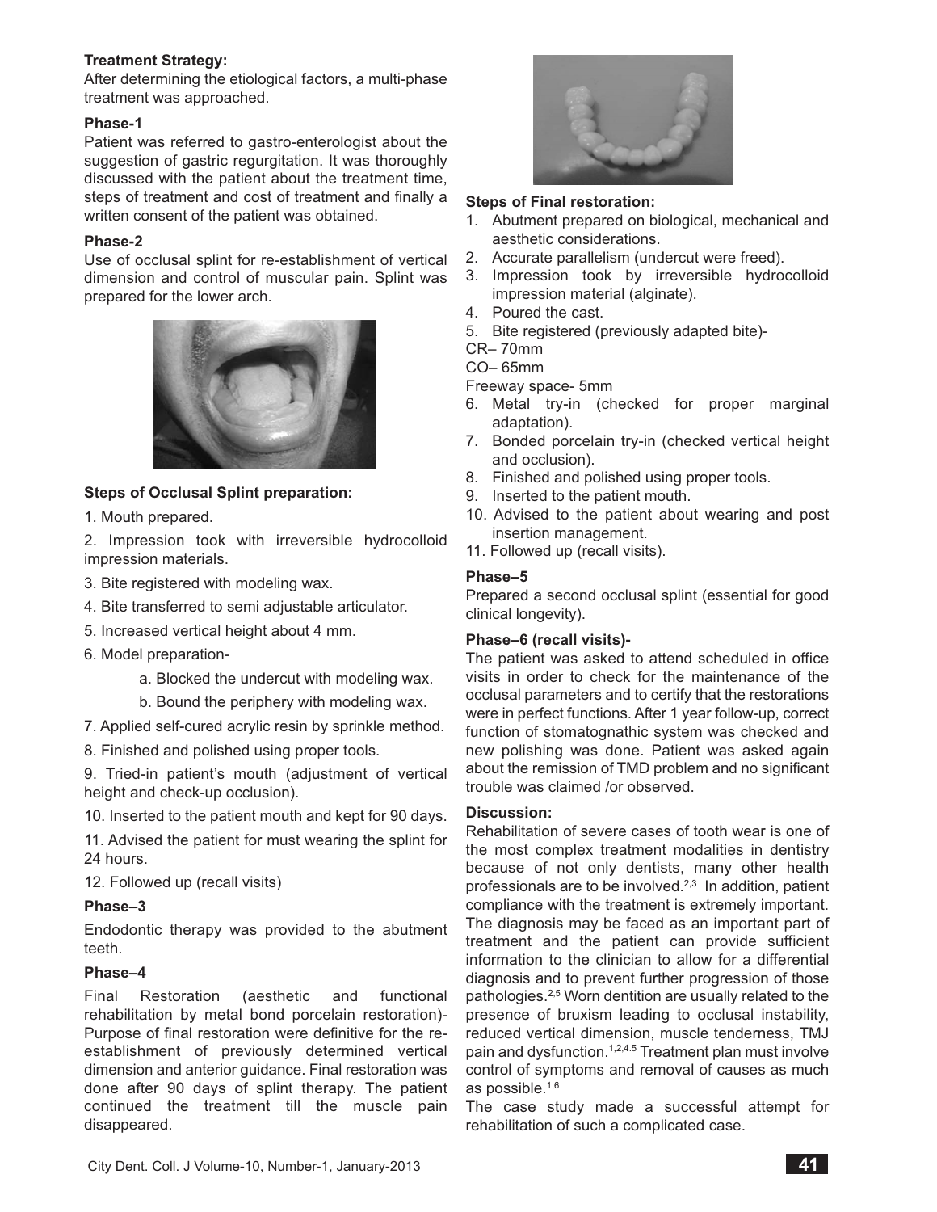**Treatment Strategy:**

After determining the etiological factors, a multi-phase treatment was approached.

**Phase-1**

Patient was referred to gastro-enterologist about the suggestion of gastric regurgitation. It was thoroughly discussed with the patient about the treatment time, steps of treatment and cost of treatment and finally a written consent of the patient was obtained.

**Phase-2**

Use of occlusal splint for re-establishment of vertical dimension and control of muscular pain. Splint was prepared for the lower arch.

**Steps of Occlusal Splint preparation:**

1. Mouth prepared.
2. Impression took with irreversible hydrocolloid impression materials.
3. Bite registered with modeling wax.
4. Bite transferred to semi adjustable articulator.
5. Increased vertical height about 4 mm.
6. Model preparation-
    - a. Blocked the undercut with modeling wax.
    - b. Bound the periphery with modeling wax.
7. Applied self-cured acrylic resin by sprinkle method.
8. Finished and polished using proper tools.
9. Tried-in patient's mouth (adjustment of vertical height and check-up occlusion).
10. Inserted to the patient mouth and kept for 90 days.
11. Advised the patient for must wearing the splint for 24 hours.
12. Followed up (recall visits)

**Phase–3**

Endodontic therapy was provided to the abutment teeth.

**Phase–4**

Final Restoration (aesthetic and functional rehabilitation by metal bond porcelain restoration)- Purpose of final restoration were definitive for the re-establishment of previously determined vertical dimension and anterior guidance. Final restoration was done after 90 days of splint therapy. The patient continued the treatment till the muscle pain disappeared.

**Steps of Final restoration:**

1. Abutment prepared on biological, mechanical and aesthetic considerations.
2. Accurate parallelism (undercut were freed).
3. Impression took by irreversible hydrocolloid impression material (alginate).
4. Poured the cast.
5. Bite registered (previously adapted bite)-

CR– 70mm

CO– 65mm

Freeway space- 5mm

6. Metal try-in (checked for proper marginal adaptation).
7. Bonded porcelain try-in (checked vertical height and occlusion).
8. Finished and polished using proper tools.
9. Inserted to the patient mouth.
10. Advised to the patient about wearing and post insertion management.
11. Followed up (recall visits).

**Phase–5**

Prepared a second occlusal splint (essential for good clinical longevity).

**Phase–6 (recall visits)-**

The patient was asked to attend scheduled in office visits in order to check for the maintenance of the occlusal parameters and to certify that the restorations were in perfect functions. After 1 year follow-up, correct function of stomatognathic system was checked and new polishing was done. Patient was asked again about the remission of TMD problem and no significant trouble was claimed /or observed.

**Discussion:**

Rehabilitation of severe cases of tooth wear is one of the most complex treatment modalities in dentistry because of not only dentists, many other health professionals are to be involved.[2,3] In addition, patient compliance with the treatment is extremely important. The diagnosis may be faced as an important part of treatment and the patient can provide sufficient information to the clinician to allow for a differential diagnosis and to prevent further progression of those pathologies.[2,5] Worn dentition are usually related to the presence of bruxism leading to occlusal instability, reduced vertical dimension, muscle tenderness, TMJ pain and dysfunction.[1,2,4,5] Treatment plan must involve control of symptoms and removal of causes as much as possible.[1,6]

The case study made a successful attempt for rehabilitation of such a complicated case.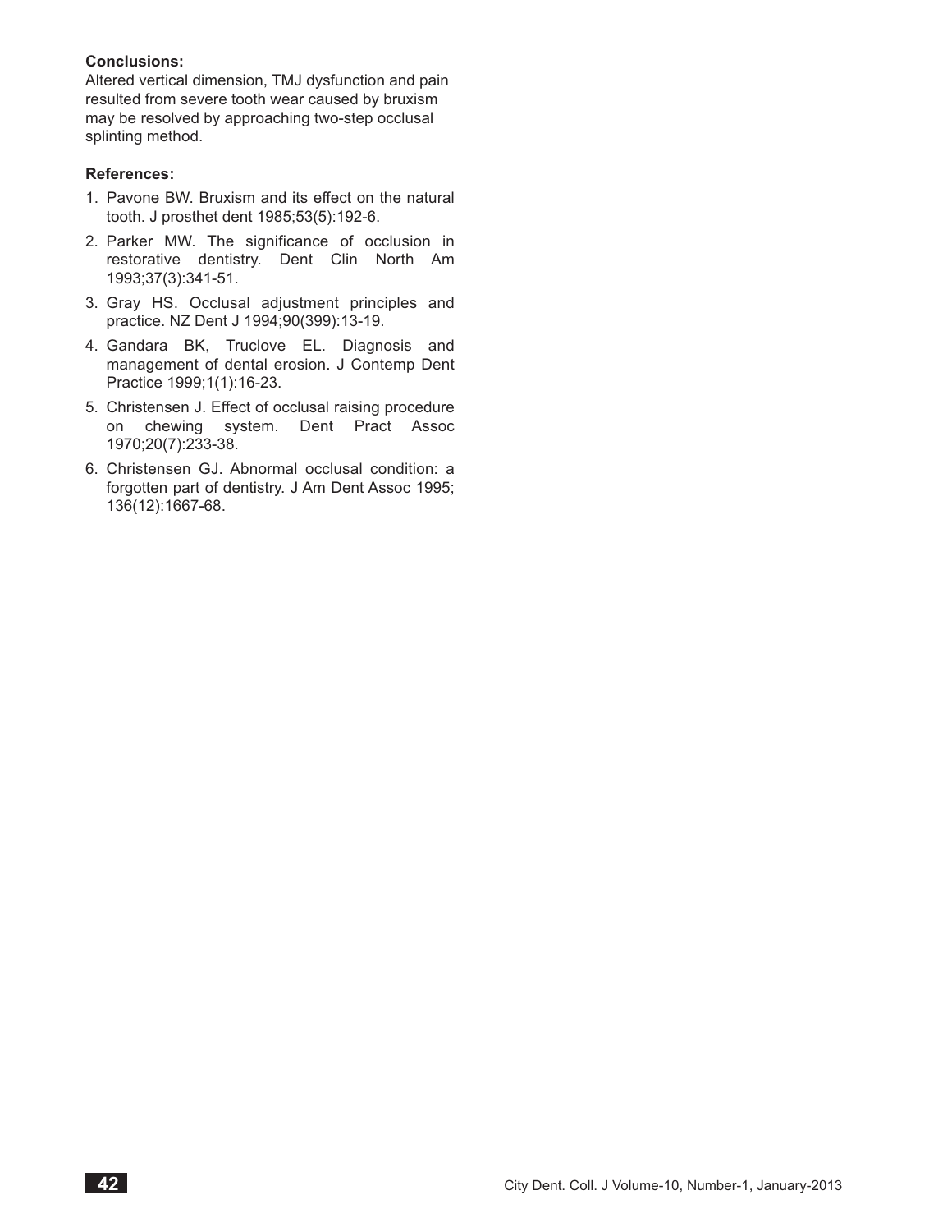**Conclusions:**

Altered vertical dimension, TMJ dysfunction and pain resulted from severe tooth wear caused by bruxism may be resolved by approaching two-step occlusal splinting method.

**References:**

1. Pavone BW. Bruxism and its effect on the natural tooth. J prosthet dent 1985;53(5):192-6.
2. Parker MW. The significance of occlusion in restorative dentistry. Dent Clin North Am 1993;37(3):341-51.
3. Gray HS. Occlusal adjustment principles and practice. NZ Dent J 1994;90(399):13-19.
4. Gandara BK, Truclove EL. Diagnosis and management of dental erosion. J Contemp Dent Practice 1999;1(1):16-23.
5. Christensen J. Effect of occlusal raising procedure on chewing system. Dent Pract Assoc 1970;20(7):233-38.
6. Christensen GJ. Abnormal occlusal condition: a forgotten part of dentistry. J Am Dent Assoc 1995; 136(12):1667-68.